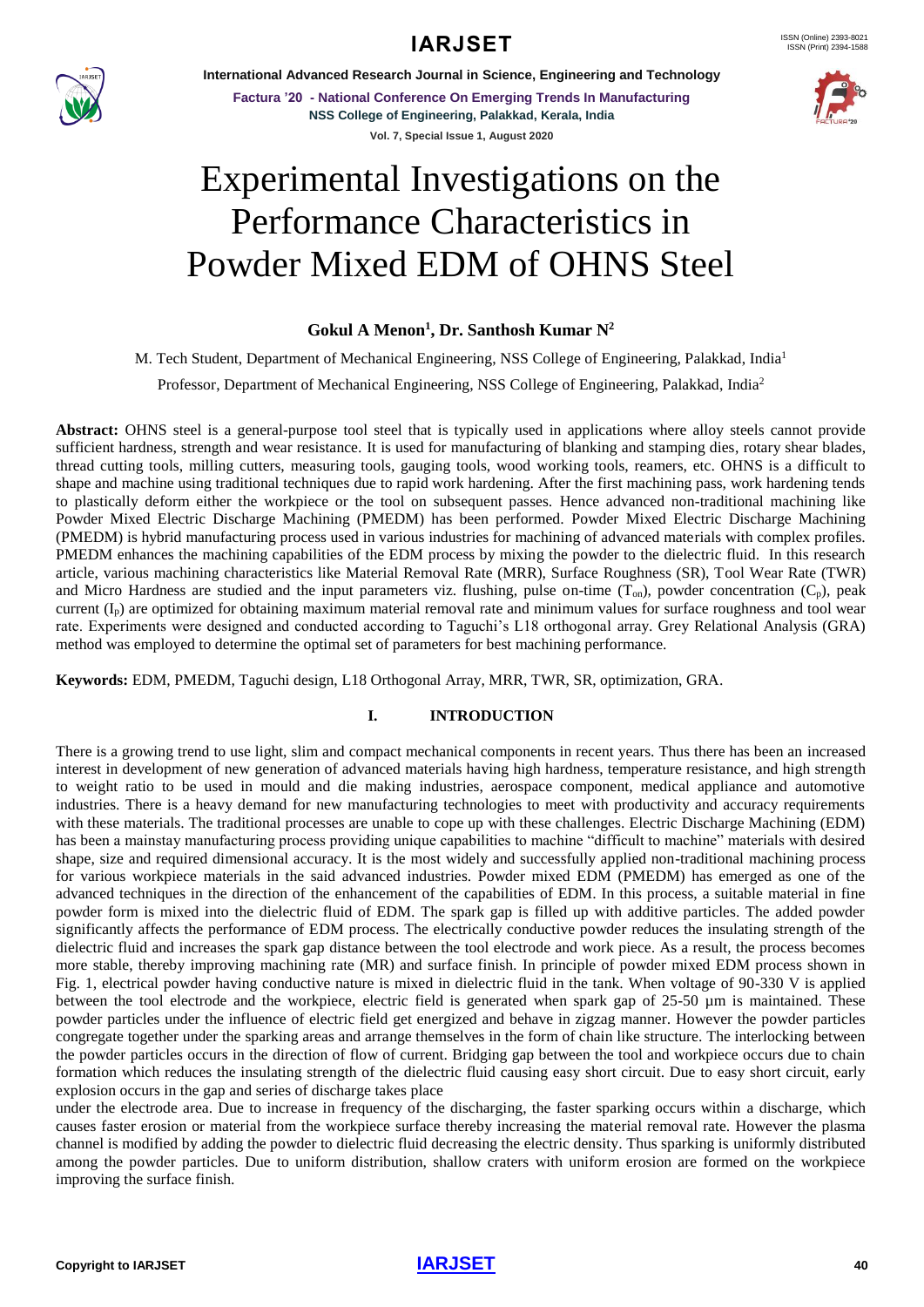# Experimental Investigations on the Performance Characteristics in Powder Mixed EDM of OHNS Steel

**Gokul A Menon[1], Dr. Santhosh Kumar N[2]**

M. Tech Student, Department of Mechanical Engineering, NSS College of Engineering, Palakkad, India[1]

Professor, Department of Mechanical Engineering, NSS College of Engineering, Palakkad, India[2]

**Abstract:** OHNS steel is a general-purpose tool steel that is typically used in applications where alloy steels cannot provide sufficient hardness, strength and wear resistance. It is used for manufacturing of blanking and stamping dies, rotary shear blades, thread cutting tools, milling cutters, measuring tools, gauging tools, wood working tools, reamers, etc. OHNS is a difficult to shape and machine using traditional techniques due to rapid work hardening. After the first machining pass, work hardening tends to plastically deform either the workpiece or the tool on subsequent passes. Hence advanced non-traditional machining like Powder Mixed Electric Discharge Machining (PMEDM) has been performed. Powder Mixed Electric Discharge Machining (PMEDM) is hybrid manufacturing process used in various industries for machining of advanced materials with complex profiles. PMEDM enhances the machining capabilities of the EDM process by mixing the powder to the dielectric fluid. In this research article, various machining characteristics like Material Removal Rate (MRR), Surface Roughness (SR), Tool Wear Rate (TWR) and Micro Hardness are studied and the input parameters viz. flushing, pulse on-time ($T_{on}$), powder concentration ($C_p$), peak current ($I_p$) are optimized for obtaining maximum material removal rate and minimum values for surface roughness and tool wear rate. Experiments were designed and conducted according to Taguchi's L18 orthogonal array. Grey Relational Analysis (GRA) method was employed to determine the optimal set of parameters for best machining performance.

**Keywords:** EDM, PMEDM, Taguchi design, L18 Orthogonal Array, MRR, TWR, SR, optimization, GRA.

## I. INTRODUCTION

There is a growing trend to use light, slim and compact mechanical components in recent years. Thus there has been an increased interest in development of new generation of advanced materials having high hardness, temperature resistance, and high strength to weight ratio to be used in mould and die making industries, aerospace component, medical appliance and automotive industries. There is a heavy demand for new manufacturing technologies to meet with productivity and accuracy requirements with these materials. The traditional processes are unable to cope up with these challenges. Electric Discharge Machining (EDM) has been a mainstay manufacturing process providing unique capabilities to machine "difficult to machine" materials with desired shape, size and required dimensional accuracy. It is the most widely and successfully applied non-traditional machining process for various workpiece materials in the said advanced industries. Powder mixed EDM (PMEDM) has emerged as one of the advanced techniques in the direction of the enhancement of the capabilities of EDM. In this process, a suitable material in fine powder form is mixed into the dielectric fluid of EDM. The spark gap is filled up with additive particles. The added powder significantly affects the performance of EDM process. The electrically conductive powder reduces the insulating strength of the dielectric fluid and increases the spark gap distance between the tool electrode and work piece. As a result, the process becomes more stable, thereby improving machining rate (MR) and surface finish. In principle of powder mixed EDM process shown in Fig. 1, electrical powder having conductive nature is mixed in dielectric fluid in the tank. When voltage of 90-330 V is applied between the tool electrode and the workpiece, electric field is generated when spark gap of 25-50 µm is maintained. These powder particles under the influence of electric field get energized and behave in zigzag manner. However the powder particles congregate together under the sparking areas and arrange themselves in the form of chain like structure. The interlocking between the powder particles occurs in the direction of flow of current. Bridging gap between the tool and workpiece occurs due to chain formation which reduces the insulating strength of the dielectric fluid causing easy short circuit. Due to easy short circuit, early explosion occurs in the gap and series of discharge takes place

under the electrode area. Due to increase in frequency of the discharging, the faster sparking occurs within a discharge, which causes faster erosion or material from the workpiece surface thereby increasing the material removal rate. However the plasma channel is modified by adding the powder to dielectric fluid decreasing the electric density. Thus sparking is uniformly distributed among the powder particles. Due to uniform distribution, shallow craters with uniform erosion are formed on the workpiece improving the surface finish.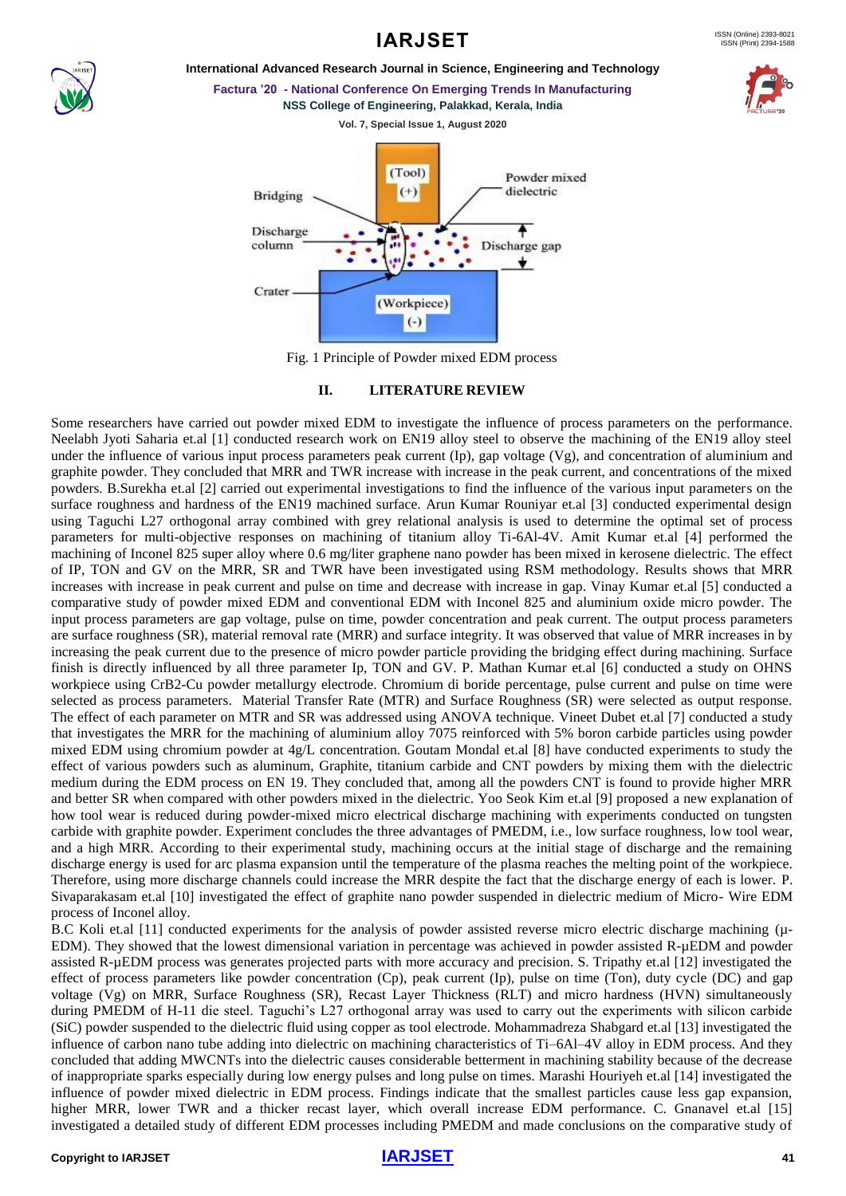Fig. 1 Principle of Powder mixed EDM process

## II. LITERATURE REVIEW

Some researchers have carried out powder mixed EDM to investigate the influence of process parameters on the performance. Neelabh Jyoti Saharia et.al [1] conducted research work on EN19 alloy steel to observe the machining of the EN19 alloy steel under the influence of various input process parameters peak current (Ip), gap voltage (Vg), and concentration of aluminium and graphite powder. They concluded that MRR and TWR increase with increase in the peak current, and concentrations of the mixed powders. B.Surekha et.al [2] carried out experimental investigations to find the influence of the various input parameters on the surface roughness and hardness of the EN19 machined surface. Arun Kumar Rouniyar et.al [3] conducted experimental design using Taguchi L27 orthogonal array combined with grey relational analysis is used to determine the optimal set of process parameters for multi-objective responses on machining of titanium alloy Ti-6Al-4V. Amit Kumar et.al [4] performed the machining of Inconel 825 super alloy where 0.6 mg/liter graphene nano powder has been mixed in kerosene dielectric. The effect of IP, TON and GV on the MRR, SR and TWR have been investigated using RSM methodology. Results shows that MRR increases with increase in peak current and pulse on time and decrease with increase in gap. Vinay Kumar et.al [5] conducted a comparative study of powder mixed EDM and conventional EDM with Inconel 825 and aluminium oxide micro powder. The input process parameters are gap voltage, pulse on time, powder concentration and peak current. The output process parameters are surface roughness (SR), material removal rate (MRR) and surface integrity. It was observed that value of MRR increases in by increasing the peak current due to the presence of micro powder particle providing the bridging effect during machining. Surface finish is directly influenced by all three parameter Ip, TON and GV. P. Mathan Kumar et.al [6] conducted a study on OHNS workpiece using CrB2-Cu powder metallurgy electrode. Chromium di boride percentage, pulse current and pulse on time were selected as process parameters. Material Transfer Rate (MTR) and Surface Roughness (SR) were selected as output response. The effect of each parameter on MTR and SR was addressed using ANOVA technique. Vineet Dubet et.al [7] conducted a study that investigates the MRR for the machining of aluminium alloy 7075 reinforced with 5% boron carbide particles using powder mixed EDM using chromium powder at 4g/L concentration. Goutam Mondal et.al [8] have conducted experiments to study the effect of various powders such as aluminum, Graphite, titanium carbide and CNT powders by mixing them with the dielectric medium during the EDM process on EN 19. They concluded that, among all the powders CNT is found to provide higher MRR and better SR when compared with other powders mixed in the dielectric. Yoo Seok Kim et.al [9] proposed a new explanation of how tool wear is reduced during powder-mixed micro electrical discharge machining with experiments conducted on tungsten carbide with graphite powder. Experiment concludes the three advantages of PMEDM, i.e., low surface roughness, low tool wear, and a high MRR. According to their experimental study, machining occurs at the initial stage of discharge and the remaining discharge energy is used for arc plasma expansion until the temperature of the plasma reaches the melting point of the workpiece. Therefore, using more discharge channels could increase the MRR despite the fact that the discharge energy of each is lower. P. Sivaparakasam et.al [10] investigated the effect of graphite nano powder suspended in dielectric medium of Micro- Wire EDM process of Inconel alloy.

B.C Koli et.al [11] conducted experiments for the analysis of powder assisted reverse micro electric discharge machining (μ-EDM). They showed that the lowest dimensional variation in percentage was achieved in powder assisted R-μEDM and powder assisted R-μEDM process was generates projected parts with more accuracy and precision. S. Tripathy et.al [12] investigated the effect of process parameters like powder concentration (Cp), peak current (Ip), pulse on time (Ton), duty cycle (DC) and gap voltage (Vg) on MRR, Surface Roughness (SR), Recast Layer Thickness (RLT) and micro hardness (HVN) simultaneously during PMEDM of H-11 die steel. Taguchi's L27 orthogonal array was used to carry out the experiments with silicon carbide (SiC) powder suspended to the dielectric fluid using copper as tool electrode. Mohammadreza Shabgard et.al [13] investigated the influence of carbon nano tube adding into dielectric on machining characteristics of Ti–6Al–4V alloy in EDM process. And they concluded that adding MWCNTs into the dielectric causes considerable betterment in machining stability because of the decrease of inappropriate sparks especially during low energy pulses and long pulse on times. Marashi Houriyeh et.al [14] investigated the influence of powder mixed dielectric in EDM process. Findings indicate that the smallest particles cause less gap expansion, higher MRR, lower TWR and a thicker recast layer, which overall increase EDM performance. C. Gnanavel et.al [15] investigated a detailed study of different EDM processes including PMEDM and made conclusions on the comparative study of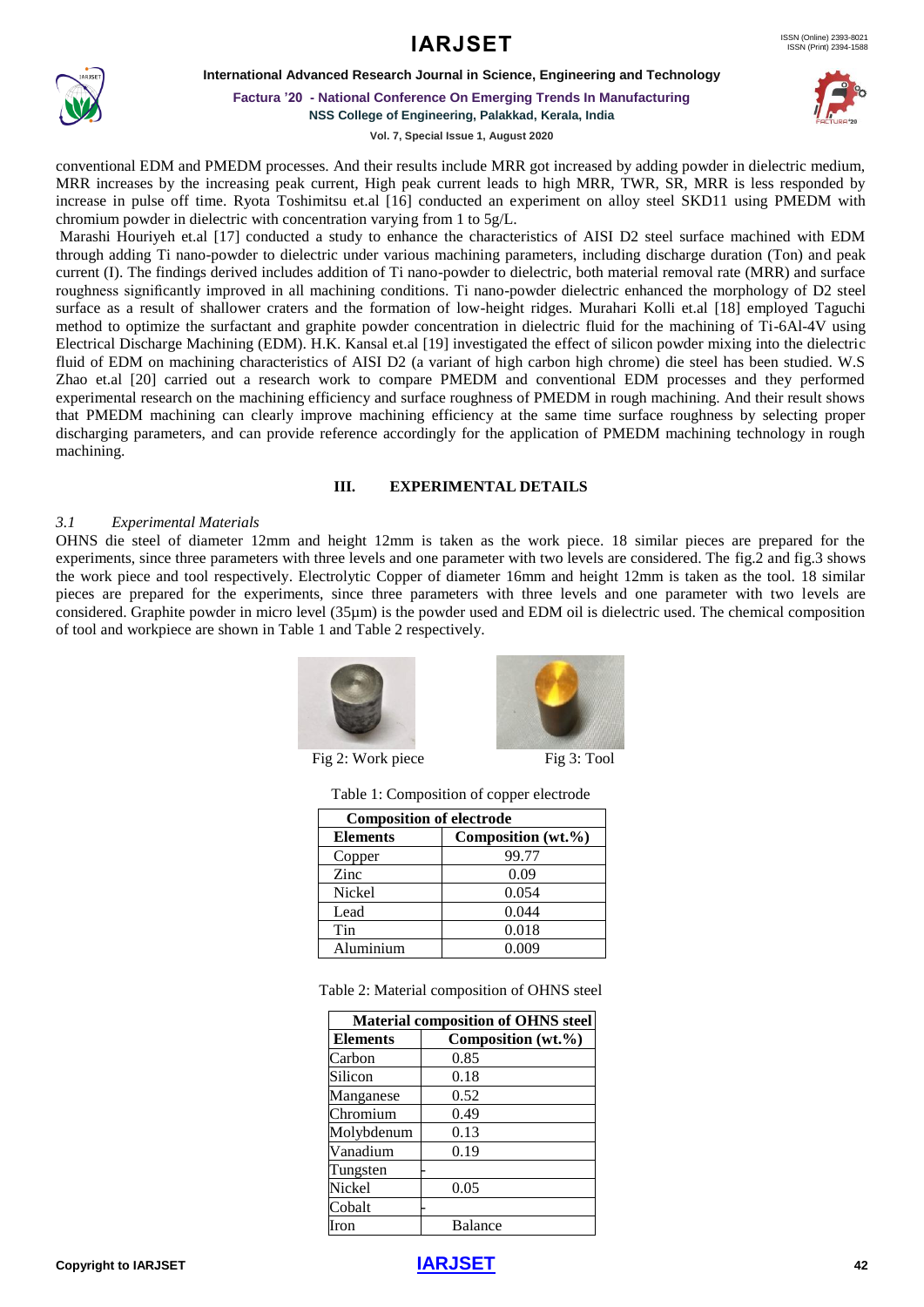conventional EDM and PMEDM processes. And their results include MRR got increased by adding powder in dielectric medium, MRR increases by the increasing peak current, High peak current leads to high MRR, TWR, SR, MRR is less responded by increase in pulse off time. Ryota Toshimitsu et.al [16] conducted an experiment on alloy steel SKD11 using PMEDM with chromium powder in dielectric with concentration varying from 1 to 5g/L.

Marashi Houriyeh et.al [17] conducted a study to enhance the characteristics of AISI D2 steel surface machined with EDM through adding Ti nano-powder to dielectric under various machining parameters, including discharge duration (Ton) and peak current (I). The findings derived includes addition of Ti nano-powder to dielectric, both material removal rate (MRR) and surface roughness significantly improved in all machining conditions. Ti nano-powder dielectric enhanced the morphology of D2 steel surface as a result of shallower craters and the formation of low-height ridges. Murahari Kolli et.al [18] employed Taguchi method to optimize the surfactant and graphite powder concentration in dielectric fluid for the machining of Ti-6Al-4V using Electrical Discharge Machining (EDM). H.K. Kansal et.al [19] investigated the effect of silicon powder mixing into the dielectric fluid of EDM on machining characteristics of AISI D2 (a variant of high carbon high chrome) die steel has been studied. W.S Zhao et.al [20] carried out a research work to compare PMEDM and conventional EDM processes and they performed experimental research on the machining efficiency and surface roughness of PMEDM in rough machining. And their result shows that PMEDM machining can clearly improve machining efficiency at the same time surface roughness by selecting proper discharging parameters, and can provide reference accordingly for the application of PMEDM machining technology in rough machining.

## III. EXPERIMENTAL DETAILS

### *3.1 Experimental Materials*

OHNS die steel of diameter 12mm and height 12mm is taken as the work piece. 18 similar pieces are prepared for the experiments, since three parameters with three levels and one parameter with two levels are considered. The fig.2 and fig.3 shows the work piece and tool respectively. Electrolytic Copper of diameter 16mm and height 12mm is taken as the tool. 18 similar pieces are prepared for the experiments, since three parameters with three levels and one parameter with two levels are considered. Graphite powder in micro level (35µm) is the powder used and EDM oil is dielectric used. The chemical composition of tool and workpiece are shown in Table 1 and Table 2 respectively.

Fig 2: Work piece

Fig 3: Tool

Table 1: Composition of copper electrode

| Composition of electrode | |
|---|---|
| **Elements** | **Composition (wt.%)** |
| Copper | 99.77 |
| Zinc | 0.09 |
| Nickel | 0.054 |
| Lead | 0.044 |
| Tin | 0.018 |
| Aluminium | 0.009 |

Table 2: Material composition of OHNS steel

| Material composition of OHNS steel | |
|---|---|
| **Elements** | **Composition (wt.%)** |
| Carbon | 0.85 |
| Silicon | 0.18 |
| Manganese | 0.52 |
| Chromium | 0.49 |
| Molybdenum | 0.13 |
| Vanadium | 0.19 |
| Tungsten | - |
| Nickel | 0.05 |
| Cobalt | - |
| Iron | Balance |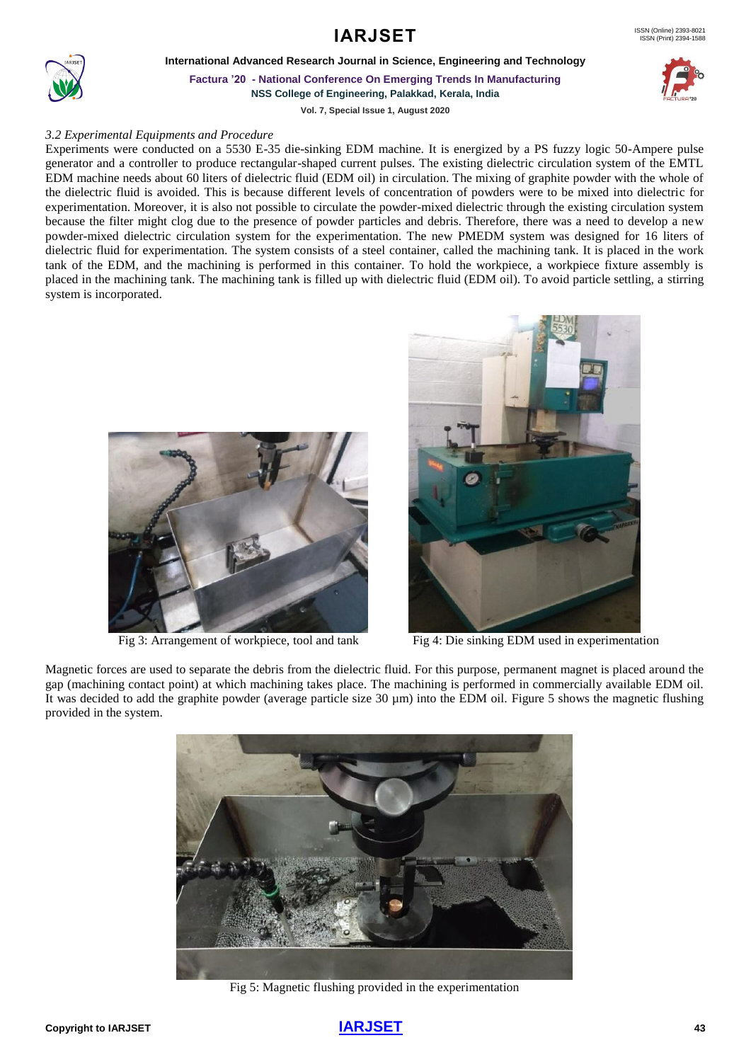*3.2 Experimental Equipments and Procedure*

Experiments were conducted on a 5530 E-35 die-sinking EDM machine. It is energized by a PS fuzzy logic 50-Ampere pulse generator and a controller to produce rectangular-shaped current pulses. The existing dielectric circulation system of the EMTL EDM machine needs about 60 liters of dielectric fluid (EDM oil) in circulation. The mixing of graphite powder with the whole of the dielectric fluid is avoided. This is because different levels of concentration of powders were to be mixed into dielectric for experimentation. Moreover, it is also not possible to circulate the powder-mixed dielectric through the existing circulation system because the filter might clog due to the presence of powder particles and debris. Therefore, there was a need to develop a new powder-mixed dielectric circulation system for the experimentation. The new PMEDM system was designed for 16 liters of dielectric fluid for experimentation. The system consists of a steel container, called the machining tank. It is placed in the work tank of the EDM, and the machining is performed in this container. To hold the workpiece, a workpiece fixture assembly is placed in the machining tank. The machining tank is filled up with dielectric fluid (EDM oil). To avoid particle settling, a stirring system is incorporated.

Fig 3: Arrangement of workpiece, tool and tank

Fig 4: Die sinking EDM used in experimentation

Magnetic forces are used to separate the debris from the dielectric fluid. For this purpose, permanent magnet is placed around the gap (machining contact point) at which machining takes place. The machining is performed in commercially available EDM oil. It was decided to add the graphite powder (average particle size 30 μm) into the EDM oil. Figure 5 shows the magnetic flushing provided in the system.

Fig 5: Magnetic flushing provided in the experimentation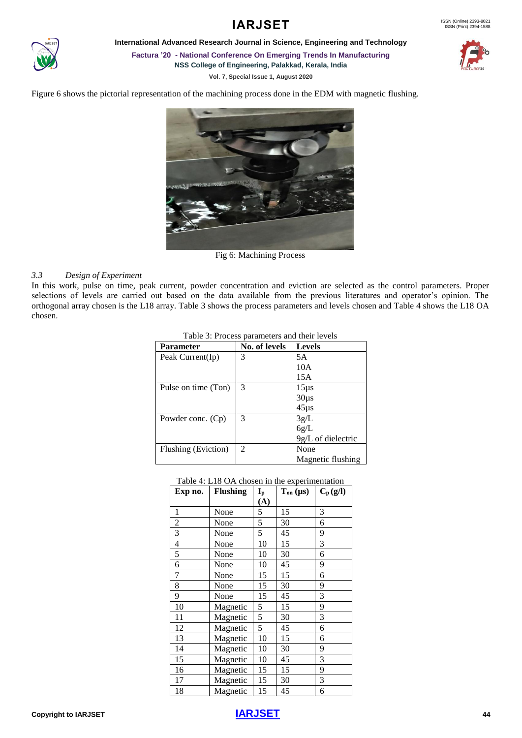Figure 6 shows the pictorial representation of the machining process done in the EDM with magnetic flushing.

Fig 6: Machining Process

### 3.3 *Design of Experiment*

In this work, pulse on time, peak current, powder concentration and eviction are selected as the control parameters. Proper selections of levels are carried out based on the data available from the previous literatures and operator's opinion. The orthogonal array chosen is the L18 array. Table 3 shows the process parameters and levels chosen and Table 4 shows the L18 OA chosen.

Table 3: Process parameters and their levels

| **Parameter** | **No. of levels** | **Levels** |
|---|---|---|
| Peak Current(Ip) | 3 | 5A<br>10A<br>15A |
| Pulse on time (Ton) | 3 | 15μs<br>30μs<br>45μs |
| Powder conc. (Cp) | 3 | 3g/L<br>6g/L<br>9g/L of dielectric |
| Flushing (Eviction) | 2 | None<br>Magnetic flushing |

Table 4: L18 OA chosen in the experimentation

| **Exp no.** | **Flushing** | $I_p$ **(A)** | $T_{on}$ **(μs)** | $C_p$ **(g/l)** |
|---|---|---|---|---|
| 1 | None | 5 | 15 | 3 |
| 2 | None | 5 | 30 | 6 |
| 3 | None | 5 | 45 | 9 |
| 4 | None | 10 | 15 | 3 |
| 5 | None | 10 | 30 | 6 |
| 6 | None | 10 | 45 | 9 |
| 7 | None | 15 | 15 | 6 |
| 8 | None | 15 | 30 | 9 |
| 9 | None | 15 | 45 | 3 |
| 10 | Magnetic | 5 | 15 | 9 |
| 11 | Magnetic | 5 | 30 | 3 |
| 12 | Magnetic | 5 | 45 | 6 |
| 13 | Magnetic | 10 | 15 | 6 |
| 14 | Magnetic | 10 | 30 | 9 |
| 15 | Magnetic | 10 | 45 | 3 |
| 16 | Magnetic | 15 | 15 | 9 |
| 17 | Magnetic | 15 | 30 | 3 |
| 18 | Magnetic | 15 | 45 | 6 |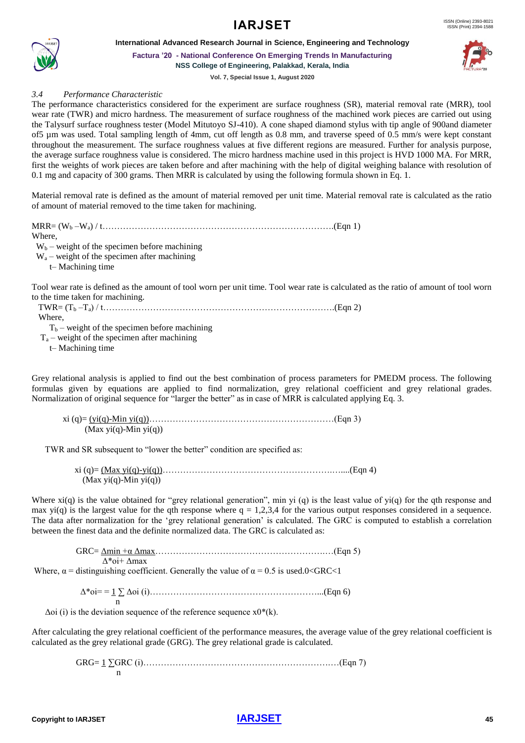### *3.4 Performance Characteristic*

The performance characteristics considered for the experiment are surface roughness (SR), material removal rate (MRR), tool wear rate (TWR) and micro hardness. The measurement of surface roughness of the machined work pieces are carried out using the Talysurf surface roughness tester (Model Mitutoyo SJ-410). A cone shaped diamond stylus with tip angle of 900and diameter of5 µm was used. Total sampling length of 4mm, cut off length as 0.8 mm, and traverse speed of 0.5 mm/s were kept constant throughout the measurement. The surface roughness values at five different regions are measured. Further for analysis purpose, the average surface roughness value is considered. The micro hardness machine used in this project is HVD 1000 MA. For MRR, first the weights of work pieces are taken before and after machining with the help of digital weighing balance with resolution of 0.1 mg and capacity of 300 grams. Then MRR is calculated by using the following formula shown in Eq. 1.

Material removal rate is defined as the amount of material removed per unit time. Material removal rate is calculated as the ratio of amount of material removed to the time taken for machining.

$$MRR = (W_b - W_a) / t \qquad \text{(Eqn 1)}$$

Where,

$W_b$ – weight of the specimen before machining

$W_a$ – weight of the specimen after machining

t– Machining time

Tool wear rate is defined as the amount of tool worn per unit time. Tool wear rate is calculated as the ratio of amount of tool worn to the time taken for machining.

$$TWR = (T_b - T_a) / t \qquad \text{(Eqn 2)}$$

Where,

$T_b$ – weight of the specimen before machining

$T_a$ – weight of the specimen after machining

t– Machining time

Grey relational analysis is applied to find out the best combination of process parameters for PMEDM process. The following formulas given by equations are applied to find normalization, grey relational coefficient and grey relational grades. Normalization of original sequence for "larger the better" as in case of MRR is calculated applying Eq. 3.

$$x_i(q) = \frac{y_i(q) - \text{Min } y_i(q)}{\text{Max } y_i(q) - \text{Min } y_i(q)} \qquad \text{(Eqn 3)}$$

TWR and SR subsequent to "lower the better" condition are specified as:

$$x_i(q) = \frac{\text{Max } y_i(q) - y_i(q)}{\text{Max } y_i(q) - \text{Min } y_i(q)} \qquad \text{(Eqn 4)}$$

Where $x_i(q)$ is the value obtained for "grey relational generation", min $y_i(q)$ is the least value of $y_i(q)$ for the qth response and max $y_i(q)$ is the largest value for the qth response where q = 1,2,3,4 for the various output responses considered in a sequence. The data after normalization for the 'grey relational generation' is calculated. The GRC is computed to establish a correlation between the finest data and the definite normalized data. The GRC is calculated as:

$$GRC = \frac{\Delta\min + \alpha\,\Delta\max}{\Delta^*oi + \Delta\max} \qquad \text{(Eqn 5)}$$

Where, $\alpha$ = distinguishing coefficient. Generally the value of $\alpha = 0.5$ is used.$0<GRC<1$

$$\Delta^*oi = \frac{1}{n}\sum \Delta oi\,(i) \qquad \text{(Eqn 6)}$$

$\Delta oi\,(i)$ is the deviation sequence of the reference sequence $x0^*(k)$.

After calculating the grey relational coefficient of the performance measures, the average value of the grey relational coefficient is calculated as the grey relational grade (GRG). The grey relational grade is calculated.

$$GRG = \frac{1}{n}\sum GRC\,(i) \qquad \text{(Eqn 7)}$$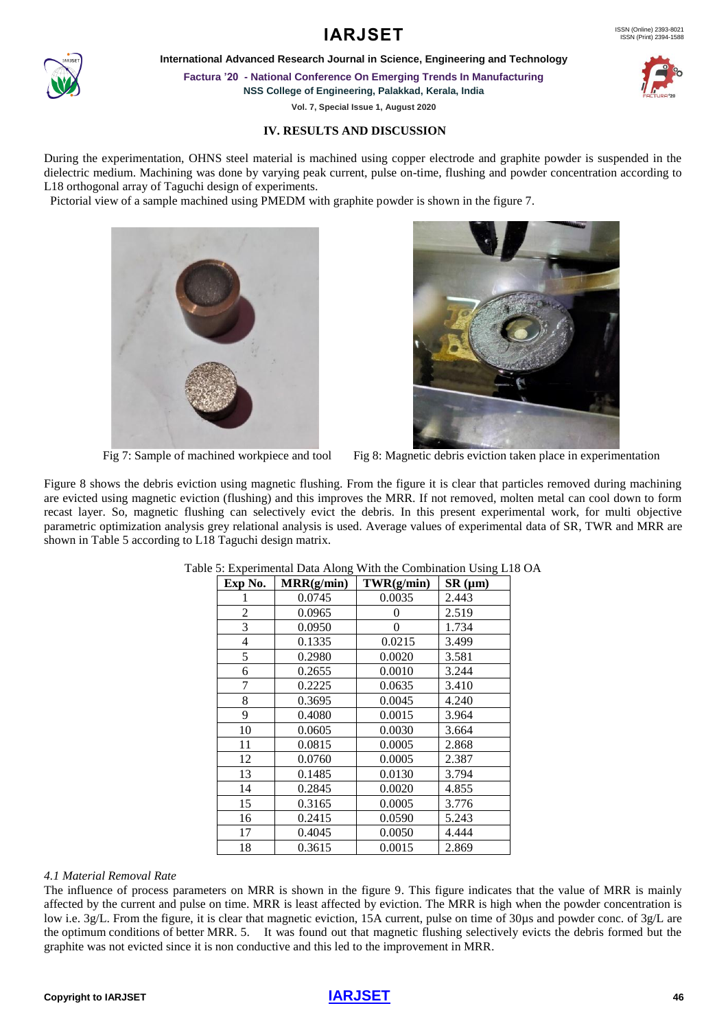## IV. RESULTS AND DISCUSSION

During the experimentation, OHNS steel material is machined using copper electrode and graphite powder is suspended in the dielectric medium. Machining was done by varying peak current, pulse on-time, flushing and powder concentration according to L18 orthogonal array of Taguchi design of experiments.

Pictorial view of a sample machined using PMEDM with graphite powder is shown in the figure 7.

Fig 7: Sample of machined workpiece and tool

Fig 8: Magnetic debris eviction taken place in experimentation

Figure 8 shows the debris eviction using magnetic flushing. From the figure it is clear that particles removed during machining are evicted using magnetic eviction (flushing) and this improves the MRR. If not removed, molten metal can cool down to form recast layer. So, magnetic flushing can selectively evict the debris. In this present experimental work, for multi objective parametric optimization analysis grey relational analysis is used. Average values of experimental data of SR, TWR and MRR are shown in Table 5 according to L18 Taguchi design matrix.

Table 5: Experimental Data Along With the Combination Using L18 OA

| Exp No. | MRR(g/min) | TWR(g/min) | SR (μm) |
|---|---|---|---|
| 1 | 0.0745 | 0.0035 | 2.443 |
| 2 | 0.0965 | 0 | 2.519 |
| 3 | 0.0950 | 0 | 1.734 |
| 4 | 0.1335 | 0.0215 | 3.499 |
| 5 | 0.2980 | 0.0020 | 3.581 |
| 6 | 0.2655 | 0.0010 | 3.244 |
| 7 | 0.2225 | 0.0635 | 3.410 |
| 8 | 0.3695 | 0.0045 | 4.240 |
| 9 | 0.4080 | 0.0015 | 3.964 |
| 10 | 0.0605 | 0.0030 | 3.664 |
| 11 | 0.0815 | 0.0005 | 2.868 |
| 12 | 0.0760 | 0.0005 | 2.387 |
| 13 | 0.1485 | 0.0130 | 3.794 |
| 14 | 0.2845 | 0.0020 | 4.855 |
| 15 | 0.3165 | 0.0005 | 3.776 |
| 16 | 0.2415 | 0.0590 | 5.243 |
| 17 | 0.4045 | 0.0050 | 4.444 |
| 18 | 0.3615 | 0.0015 | 2.869 |

### *4.1 Material Removal Rate*

The influence of process parameters on MRR is shown in the figure 9. This figure indicates that the value of MRR is mainly affected by the current and pulse on time. MRR is least affected by eviction. The MRR is high when the powder concentration is low i.e. 3g/L. From the figure, it is clear that magnetic eviction, 15A current, pulse on time of 30μs and powder conc. of 3g/L are the optimum conditions of better MRR. 5. It was found out that magnetic flushing selectively evicts the debris formed but the graphite was not evicted since it is non conductive and this led to the improvement in MRR.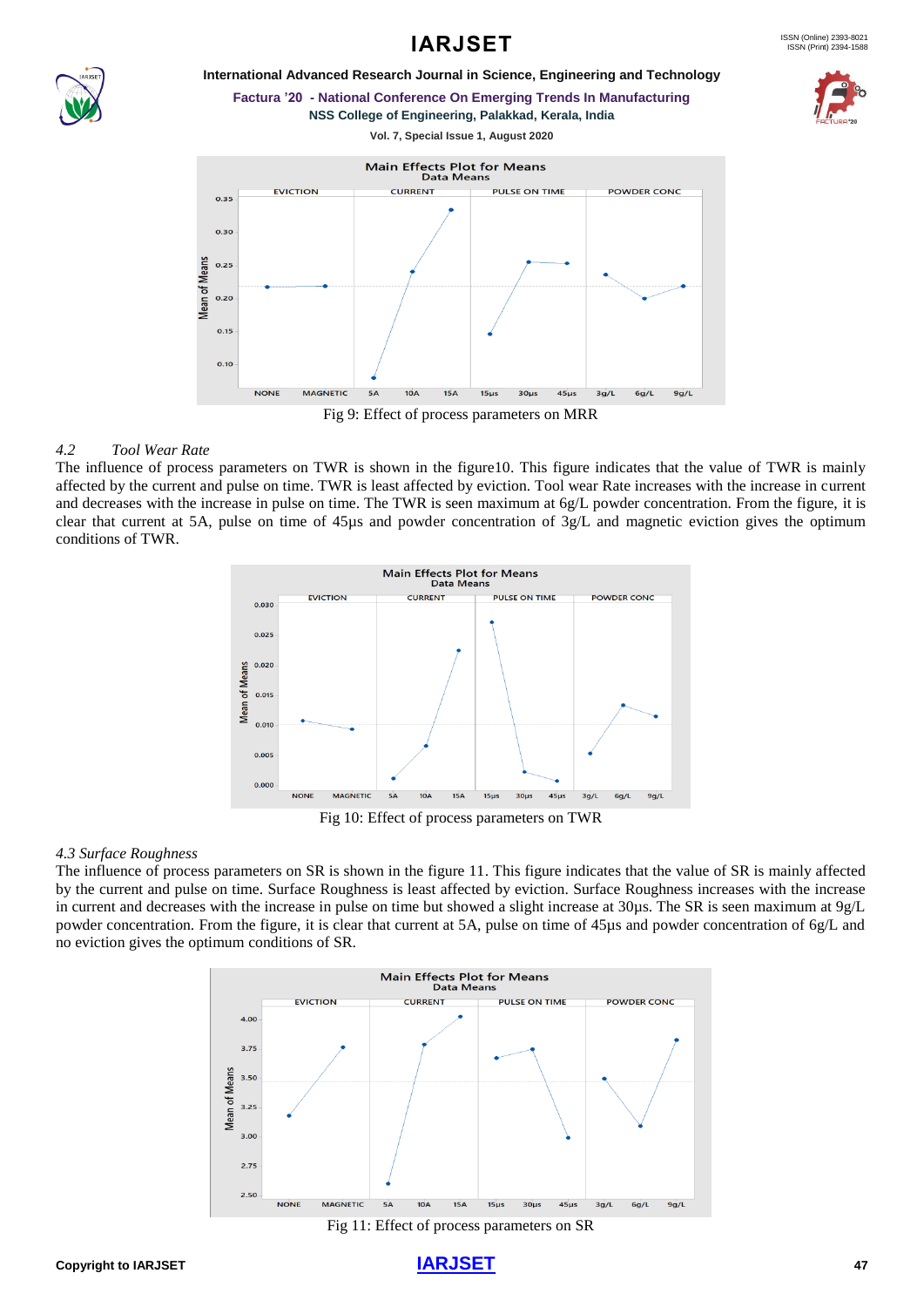Fig 9: Effect of process parameters on MRR

### 4.2 *Tool Wear Rate*

The influence of process parameters on TWR is shown in the figure10. This figure indicates that the value of TWR is mainly affected by the current and pulse on time. TWR is least affected by eviction. Tool wear Rate increases with the increase in current and decreases with the increase in pulse on time. The TWR is seen maximum at 6g/L powder concentration. From the figure, it is clear that current at 5A, pulse on time of 45µs and powder concentration of 3g/L and magnetic eviction gives the optimum conditions of TWR.

Fig 10: Effect of process parameters on TWR

### *4.3 Surface Roughness*

The influence of process parameters on SR is shown in the figure 11. This figure indicates that the value of SR is mainly affected by the current and pulse on time. Surface Roughness is least affected by eviction. Surface Roughness increases with the increase in current and decreases with the increase in pulse on time but showed a slight increase at 30µs. The SR is seen maximum at 9g/L powder concentration. From the figure, it is clear that current at 5A, pulse on time of 45µs and powder concentration of 6g/L and no eviction gives the optimum conditions of SR.

Fig 11: Effect of process parameters on SR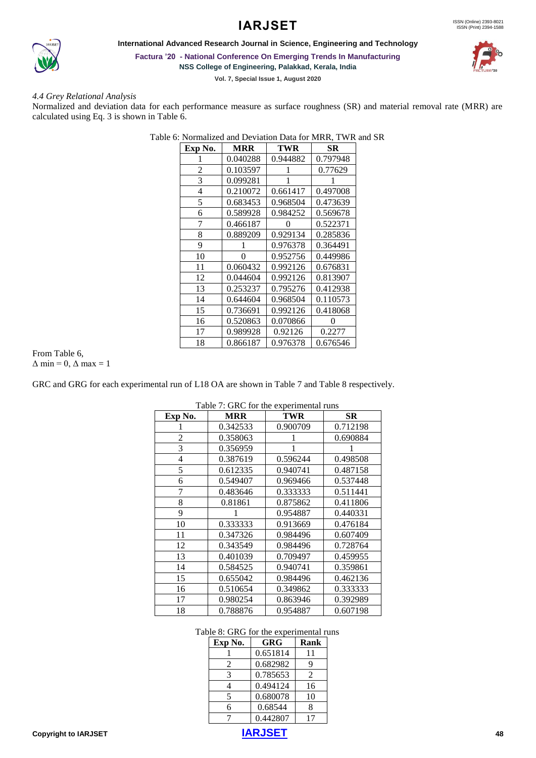*4.4 Grey Relational Analysis*

Normalized and deviation data for each performance measure as surface roughness (SR) and material removal rate (MRR) are calculated using Eq. 3 is shown in Table 6.

Table 6: Normalized and Deviation Data for MRR, TWR and SR

| Exp No. | MRR | TWR | SR |
|---|---|---|---|
| 1 | 0.040288 | 0.944882 | 0.797948 |
| 2 | 0.103597 | 1 | 0.77629 |
| 3 | 0.099281 | 1 | 1 |
| 4 | 0.210072 | 0.661417 | 0.497008 |
| 5 | 0.683453 | 0.968504 | 0.473639 |
| 6 | 0.589928 | 0.984252 | 0.569678 |
| 7 | 0.466187 | 0 | 0.522371 |
| 8 | 0.889209 | 0.929134 | 0.285836 |
| 9 | 1 | 0.976378 | 0.364491 |
| 10 | 0 | 0.952756 | 0.449986 |
| 11 | 0.060432 | 0.992126 | 0.676831 |
| 12 | 0.044604 | 0.992126 | 0.813907 |
| 13 | 0.253237 | 0.795276 | 0.412938 |
| 14 | 0.644604 | 0.968504 | 0.110573 |
| 15 | 0.736691 | 0.992126 | 0.418068 |
| 16 | 0.520863 | 0.070866 | 0 |
| 17 | 0.989928 | 0.92126 | 0.2277 |
| 18 | 0.866187 | 0.976378 | 0.676546 |

From Table 6,
$\Delta$ min = 0, $\Delta$ max = 1

GRC and GRG for each experimental run of L18 OA are shown in Table 7 and Table 8 respectively.

Table 7: GRC for the experimental runs

| Exp No. | MRR | TWR | SR |
|---|---|---|---|
| 1 | 0.342533 | 0.900709 | 0.712198 |
| 2 | 0.358063 | 1 | 0.690884 |
| 3 | 0.356959 | 1 | 1 |
| 4 | 0.387619 | 0.596244 | 0.498508 |
| 5 | 0.612335 | 0.940741 | 0.487158 |
| 6 | 0.549407 | 0.969466 | 0.537448 |
| 7 | 0.483646 | 0.333333 | 0.511441 |
| 8 | 0.81861 | 0.875862 | 0.411806 |
| 9 | 1 | 0.954887 | 0.440331 |
| 10 | 0.333333 | 0.913669 | 0.476184 |
| 11 | 0.347326 | 0.984496 | 0.607409 |
| 12 | 0.343549 | 0.984496 | 0.728764 |
| 13 | 0.401039 | 0.709497 | 0.459955 |
| 14 | 0.584525 | 0.940741 | 0.359861 |
| 15 | 0.655042 | 0.984496 | 0.462136 |
| 16 | 0.510654 | 0.349862 | 0.333333 |
| 17 | 0.980254 | 0.863946 | 0.392989 |
| 18 | 0.788876 | 0.954887 | 0.607198 |

Table 8: GRG for the experimental runs

| Exp No. | GRG | Rank |
|---|---|---|
| 1 | 0.651814 | 11 |
| 2 | 0.682982 | 9 |
| 3 | 0.785653 | 2 |
| 4 | 0.494124 | 16 |
| 5 | 0.680078 | 10 |
| 6 | 0.68544 | 8 |
| 7 | 0.442807 | 17 |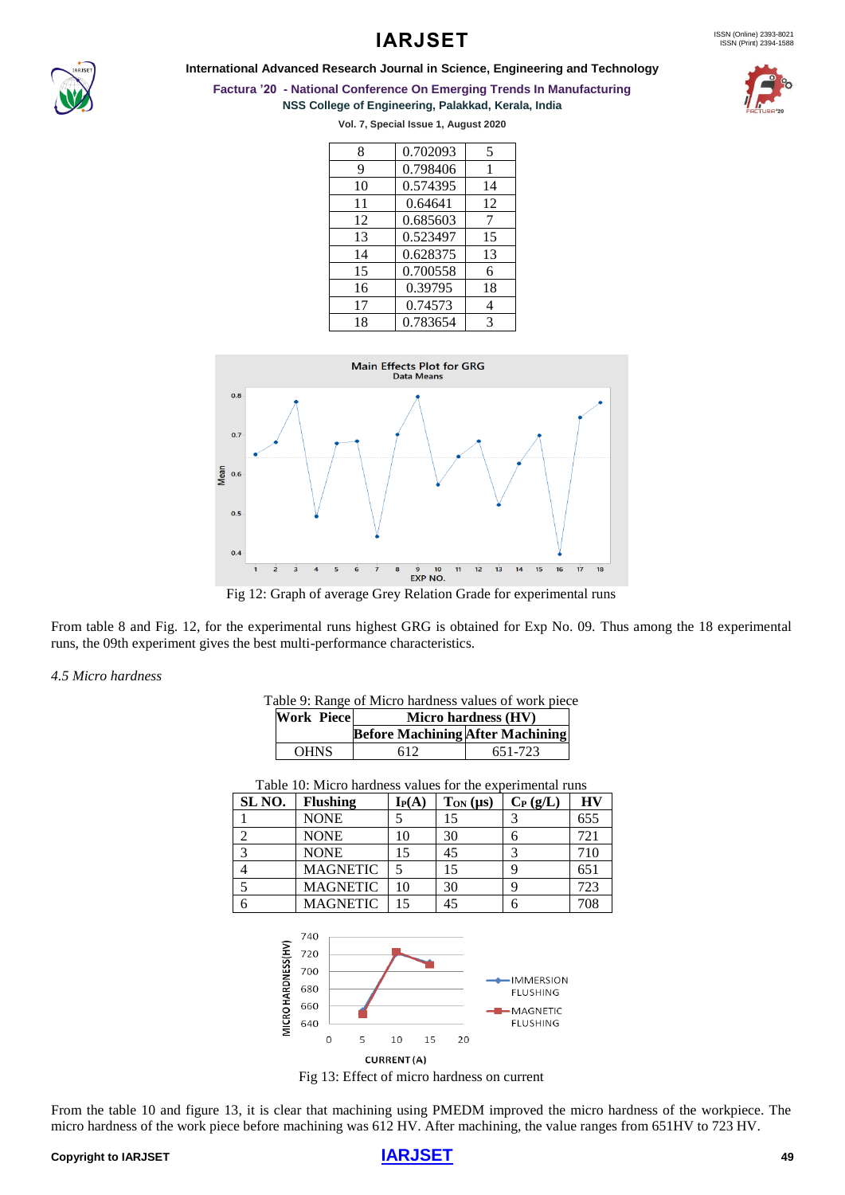| 8 | 0.702093 | 5 |
|---|---|---|
| 9 | 0.798406 | 1 |
| 10 | 0.574395 | 14 |
| 11 | 0.64641 | 12 |
| 12 | 0.685603 | 7 |
| 13 | 0.523497 | 15 |
| 14 | 0.628375 | 13 |
| 15 | 0.700558 | 6 |
| 16 | 0.39795 | 18 |
| 17 | 0.74573 | 4 |
| 18 | 0.783654 | 3 |

Fig 12: Graph of average Grey Relation Grade for experimental runs

From table 8 and Fig. 12, for the experimental runs highest GRG is obtained for Exp No. 09. Thus among the 18 experimental runs, the 09th experiment gives the best multi-performance characteristics.

*4.5 Micro hardness*

Table 9: Range of Micro hardness values of work piece

| Work Piece | Micro hardness (HV) | |
|---|---|---|
| | **Before Machining** | **After Machining** |
| OHNS | 612 | 651-723 |

Table 10: Micro hardness values for the experimental runs

| SL NO. | Flushing | $I_P$(A) | $T_{ON}$ (µs) | $C_P$ (g/L) | HV |
|---|---|---|---|---|---|
| 1 | NONE | 5 | 15 | 3 | 655 |
| 2 | NONE | 10 | 30 | 6 | 721 |
| 3 | NONE | 15 | 45 | 3 | 710 |
| 4 | MAGNETIC | 5 | 15 | 9 | 651 |
| 5 | MAGNETIC | 10 | 30 | 9 | 723 |
| 6 | MAGNETIC | 15 | 45 | 6 | 708 |

Fig 13: Effect of micro hardness on current

From the table 10 and figure 13, it is clear that machining using PMEDM improved the micro hardness of the workpiece. The micro hardness of the work piece before machining was 612 HV. After machining, the value ranges from 651HV to 723 HV.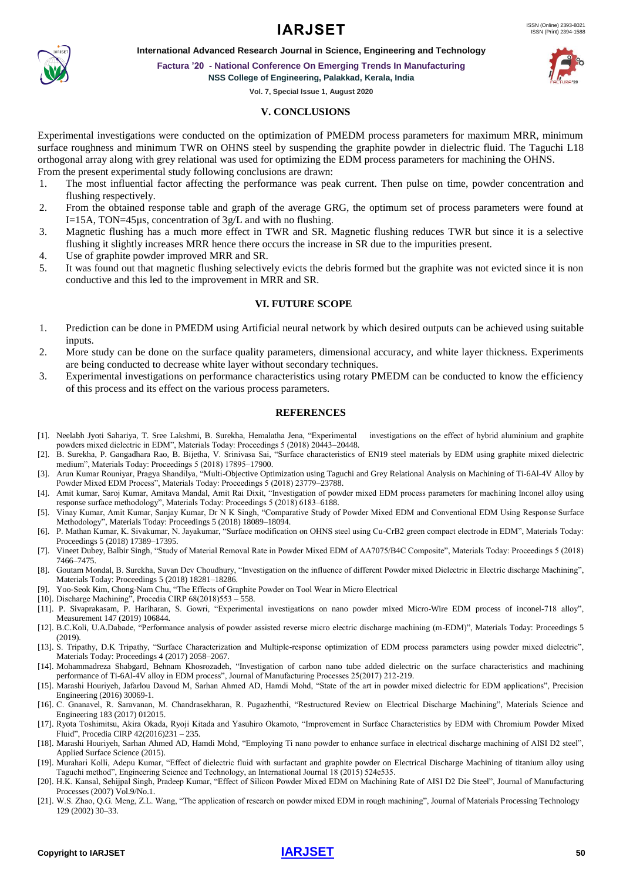## V. CONCLUSIONS

Experimental investigations were conducted on the optimization of PMEDM process parameters for maximum MRR, minimum surface roughness and minimum TWR on OHNS steel by suspending the graphite powder in dielectric fluid. The Taguchi L18 orthogonal array along with grey relational was used for optimizing the EDM process parameters for machining the OHNS.
From the present experimental study following conclusions are drawn:

1. The most influential factor affecting the performance was peak current. Then pulse on time, powder concentration and flushing respectively.
2. From the obtained response table and graph of the average GRG, the optimum set of process parameters were found at I=15A, TON=45µs, concentration of 3g/L and with no flushing.
3. Magnetic flushing has a much more effect in TWR and SR. Magnetic flushing reduces TWR but since it is a selective flushing it slightly increases MRR hence there occurs the increase in SR due to the impurities present.
4. Use of graphite powder improved MRR and SR.
5. It was found out that magnetic flushing selectively evicts the debris formed but the graphite was not evicted since it is non conductive and this led to the improvement in MRR and SR.

## VI. FUTURE SCOPE

1. Prediction can be done in PMEDM using Artificial neural network by which desired outputs can be achieved using suitable inputs.
2. More study can be done on the surface quality parameters, dimensional accuracy, and white layer thickness. Experiments are being conducted to decrease white layer without secondary techniques.
3. Experimental investigations on performance characteristics using rotary PMEDM can be conducted to know the efficiency of this process and its effect on the various process parameters.

## REFERENCES

[1]. Neelabh Jyoti Sahariya, T. Sree Lakshmi, B. Surekha, Hemalatha Jena, "Experimental investigations on the effect of hybrid aluminium and graphite powders mixed dielectric in EDM", Materials Today: Proceedings 5 (2018) 20443–20448.

[2]. B. Surekha, P. Gangadhara Rao, B. Bijetha, V. Srinivasa Sai, "Surface characteristics of EN19 steel materials by EDM using graphite mixed dielectric medium", Materials Today: Proceedings 5 (2018) 17895–17900.

[3]. Arun Kumar Rouniyar, Pragya Shandilya, "Multi-Objective Optimization using Taguchi and Grey Relational Analysis on Machining of Ti-6Al-4V Alloy by Powder Mixed EDM Process", Materials Today: Proceedings 5 (2018) 23779–23788.

[4]. Amit kumar, Saroj Kumar, Amitava Mandal, Amit Rai Dixit, "Investigation of powder mixed EDM process parameters for machining Inconel alloy using response surface methodology", Materials Today: Proceedings 5 (2018) 6183–6188.

[5]. Vinay Kumar, Amit Kumar, Sanjay Kumar, Dr N K Singh, "Comparative Study of Powder Mixed EDM and Conventional EDM Using Response Surface Methodology", Materials Today: Proceedings 5 (2018) 18089–18094.

[6]. P. Mathan Kumar, K. Sivakumar, N. Jayakumar, "Surface modification on OHNS steel using Cu-CrB2 green compact electrode in EDM", Materials Today: Proceedings 5 (2018) 17389–17395.

[7]. Vineet Dubey, Balbir Singh, "Study of Material Removal Rate in Powder Mixed EDM of AA7075/B4C Composite", Materials Today: Proceedings 5 (2018) 7466–7475.

[8]. Goutam Mondal, B. Surekha, Suvan Dev Choudhury, "Investigation on the influence of different Powder mixed Dielectric in Electric discharge Machining", Materials Today: Proceedings 5 (2018) 18281–18286.

[9]. Yoo-Seok Kim, Chong-Nam Chu, "The Effects of Graphite Powder on Tool Wear in Micro Electrical

[10]. Discharge Machining", Procedia CIRP 68(2018)553 – 558.

[11]. P. Sivaprakasam, P. Hariharan, S. Gowri, "Experimental investigations on nano powder mixed Micro-Wire EDM process of inconel-718 alloy", Measurement 147 (2019) 106844.

[12]. B.C.Koli, U.A.Dabade, "Performance analysis of powder assisted reverse micro electric discharge machining (m-EDM)", Materials Today: Proceedings 5 (2019).

[13]. S. Tripathy, D.K Tripathy, "Surface Characterization and Multiple-response optimization of EDM process parameters using powder mixed dielectric", Materials Today: Proceedings 4 (2017) 2058–2067.

[14]. Mohammadreza Shabgard, Behnam Khosrozadeh, "Investigation of carbon nano tube added dielectric on the surface characteristics and machining performance of Ti-6Al-4V alloy in EDM process", Journal of Manufacturing Processes 25(2017) 212-219.

[15]. Marashi Houriyeh, Jafarlou Davoud M, Sarhan Ahmed AD, Hamdi Mohd, "State of the art in powder mixed dielectric for EDM applications", Precision Engineering (2016) 30069-1.

[16]. C. Gnanavel, R. Saravanan, M. Chandrasekharan, R. Pugazhenthi, "Restructured Review on Electrical Discharge Machining", Materials Science and Engineering 183 (2017) 012015.

[17]. Ryota Toshimitsu, Akira Okada, Ryoji Kitada and Yasuhiro Okamoto, "Improvement in Surface Characteristics by EDM with Chromium Powder Mixed Fluid", Procedia CIRP 42(2016)231 – 235.

[18]. Marashi Houriyeh, Sarhan Ahmed AD, Hamdi Mohd, "Employing Ti nano powder to enhance surface in electrical discharge machining of AISI D2 steel", Applied Surface Science (2015).

[19]. Murahari Kolli, Adepu Kumar, "Effect of dielectric fluid with surfactant and graphite powder on Electrical Discharge Machining of titanium alloy using Taguchi method", Engineering Science and Technology, an International Journal 18 (2015) 524e535.

[20]. H.K. Kansal, Sehijpal Singh, Pradeep Kumar, "Effect of Silicon Powder Mixed EDM on Machining Rate of AISI D2 Die Steel", Journal of Manufacturing Processes (2007) Vol.9/No.1.

[21]. W.S. Zhao, Q.G. Meng, Z.L. Wang, "The application of research on powder mixed EDM in rough machining", Journal of Materials Processing Technology 129 (2002) 30–33.